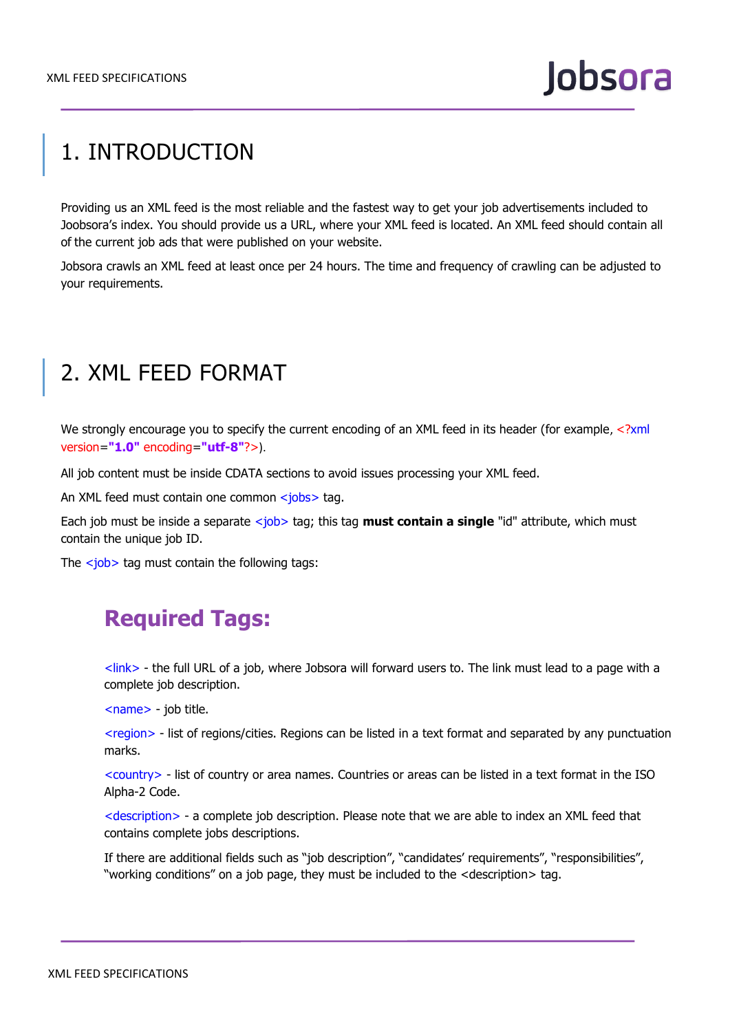# 1. INTRODUCTION

Providing us an XML feed is the most reliable and the fastest way to get your job advertisements included to Joobsora's index. You should provide us a URL, where your XML feed is located. An XML feed should contain all of the current job ads that were published on your website.

Jobsora crawls an XML feed at least once per 24 hours. The time and frequency of crawling can be adjusted to your requirements.

# 2. XML FEED FORMAT

We strongly encourage you to specify the current encoding of an XML feed in its header (for example, <?xml version="1.0" encoding="utf-8"?>).

All job content must be inside CDATA sections to avoid issues processing your XML feed.

An XML feed must contain one common <jobs> tag.

Each job must be inside a separate <job> tag; this tag **must contain a single** "id" attribute, which must contain the unique job ID.

The <job> tag must contain the following tags:

## Required Tags:

<link> - the full URL of a job, where Jobsora will forward users to. The link must lead to a page with a complete job description.

<name> - job title.

<region> - list of regions/cities. Regions can be listed in a text format and separated by any punctuation marks.

<country> - list of country or area names. Countries or areas can be listed in a text format in the ISO Alpha-2 Code.

<description> - a complete job description. Please note that we are able to index an XML feed that contains complete jobs descriptions.

If there are additional fields such as "job description", "candidates' requirements", "responsibilities", "working conditions" on a job page, they must be included to the <description> tag.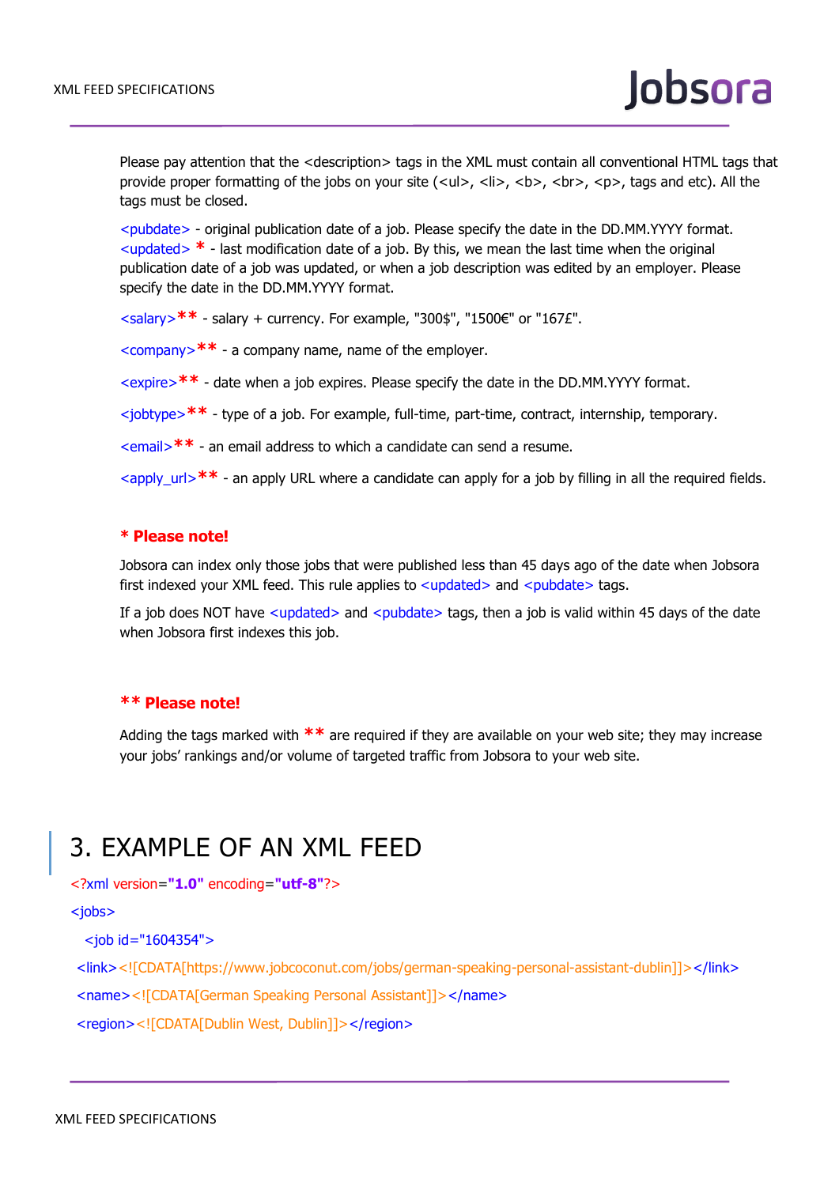Please pay attention that the <description> tags in the XML must contain all conventional HTML tags that provide proper formatting of the jobs on your site (<ul>, <li>, <b>, <br>, <p>, tags and etc). All the tags must be closed.

<pubdate> - original publication date of a job. Please specify the date in the DD.MM.YYYY format.
<updated> * - last modification date of a job. By this, we mean the last time when the original publication date of a job was updated, or when a job description was edited by an employer. Please specify the date in the DD.MM.YYYY format.

<salary>** - salary + currency. For example, "300$", "1500€" or "167£".

<company>** - a company name, name of the employer.

<expire>** - date when a job expires. Please specify the date in the DD.MM.YYYY format.

<jobtype>** - type of a job. For example, full-time, part-time, contract, internship, temporary.

<email>** - an email address to which a candidate can send a resume.

<apply_url>** - an apply URL where a candidate can apply for a job by filling in all the required fields.

**\* Please note!**

Jobsora can index only those jobs that were published less than 45 days ago of the date when Jobsora first indexed your XML feed. This rule applies to <updated> and <pubdate> tags.

If a job does NOT have <updated> and <pubdate> tags, then a job is valid within 45 days of the date when Jobsora first indexes this job.

**\*\* Please note!**

Adding the tags marked with ** are required if they are available on your web site; they may increase your jobs' rankings and/or volume of targeted traffic from Jobsora to your web site.

# 3. EXAMPLE OF AN XML FEED

```
<?xml version="1.0" encoding="utf-8"?>
<jobs>
  <job id="1604354">
 <link><![CDATA[https://www.jobcoconut.com/jobs/german-speaking-personal-assistant-dublin]]></link>
 <name><![CDATA[German Speaking Personal Assistant]]></name>
 <region><![CDATA[Dublin West, Dublin]]></region>
```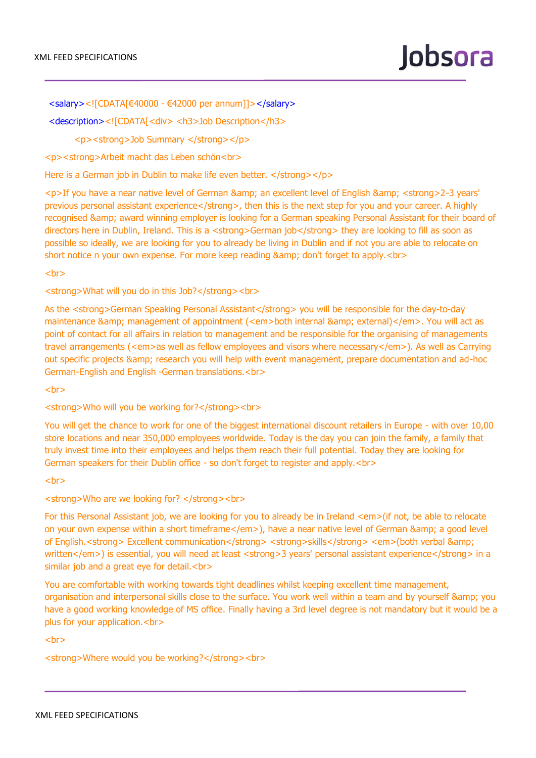```xml
<salary><![CDATA[€40000 - €42000 per annum]]></salary>
<description><![CDATA[<div> <h3>Job Description</h3>
        <p><strong>Job Summary </strong></p>
<p><strong>Arbeit macht das Leben schön<br>
Here is a German job in Dublin to make life even better. </strong></p>
<p>If you have a near native level of German &amp; an excellent level of English &amp; <strong>2-3 years' previous personal assistant experience</strong>, then this is the next step for you and your career. A highly recognised &amp; award winning employer is looking for a German speaking Personal Assistant for their board of directors here in Dublin, Ireland. This is a <strong>German job</strong> they are looking to fill as soon as possible so ideally, we are looking for you to already be living in Dublin and if not you are able to relocate on short notice n your own expense. For more keep reading &amp; don't forget to apply.<br>
<br>
<strong>What will you do in this Job?</strong><br>
As the <strong>German Speaking Personal Assistant</strong> you will be responsible for the day-to-day maintenance &amp; management of appointment (<em>both internal &amp; external)</em>. You will act as point of contact for all affairs in relation to management and be responsible for the organising of managements travel arrangements (<em>as well as fellow employees and visors where necessary</em>). As well as Carrying out specific projects &amp; research you will help with event management, prepare documentation and ad-hoc German-English and English -German translations.<br>
<br>
<strong>Who will you be working for?</strong><br>
You will get the chance to work for one of the biggest international discount retailers in Europe - with over 10,00 store locations and near 350,000 employees worldwide. Today is the day you can join the family, a family that truly invest time into their employees and helps them reach their full potential. Today they are looking for German speakers for their Dublin office - so don't forget to register and apply.<br>
<br>
<strong>Who are we looking for? </strong><br>
For this Personal Assistant job, we are looking for you to already be in Ireland <em>(if not, be able to relocate on your own expense within a short timeframe</em>), have a near native level of German &amp; a good level of English.<strong> Excellent communication</strong> <strong>skills</strong> <em>(both verbal &amp; written</em>) is essential, you will need at least <strong>3 years' personal assistant experience</strong> in a similar job and a great eye for detail.<br>
You are comfortable with working towards tight deadlines whilst keeping excellent time management, organisation and interpersonal skills close to the surface. You work well within a team and by yourself &amp; you have a good working knowledge of MS office. Finally having a 3rd level degree is not mandatory but it would be a plus for your application.<br>
<br>
<strong>Where would you be working?</strong><br>
```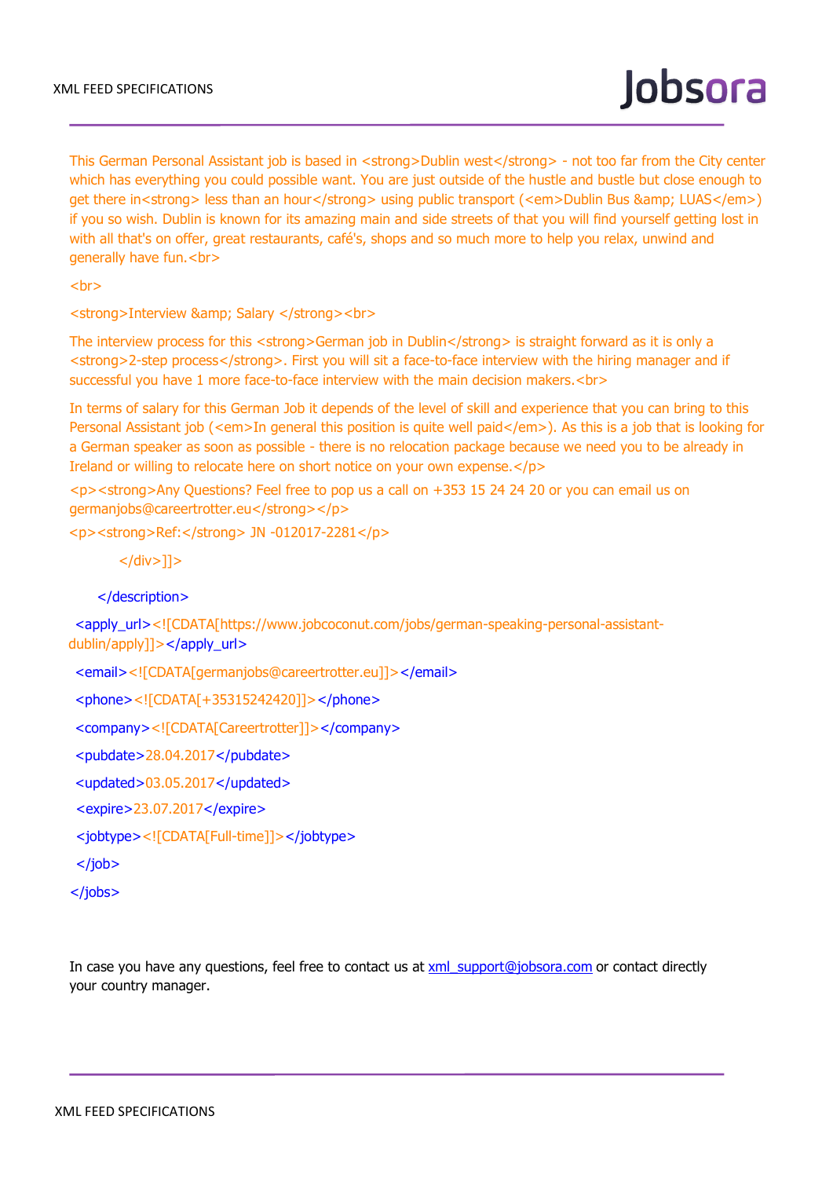```
This German Personal Assistant job is based in <strong>Dublin west</strong> - not too far from the City center which has everything you could possible want. You are just outside of the hustle and bustle but close enough to get there in<strong> less than an hour</strong> using public transport (<em>Dublin Bus &amp; LUAS</em>) if you so wish. Dublin is known for its amazing main and side streets of that you will find yourself getting lost in with all that's on offer, great restaurants, café's, shops and so much more to help you relax, unwind and generally have fun.<br>

<br>

<strong>Interview &amp; Salary </strong><br>

The interview process for this <strong>German job in Dublin</strong> is straight forward as it is only a <strong>2-step process</strong>. First you will sit a face-to-face interview with the hiring manager and if successful you have 1 more face-to-face interview with the main decision makers.<br>

In terms of salary for this German Job it depends of the level of skill and experience that you can bring to this Personal Assistant job (<em>In general this position is quite well paid</em>). As this is a job that is looking for a German speaker as soon as possible - there is no relocation package because we need you to be already in Ireland or willing to relocate here on short notice on your own expense.</p>
<p><strong>Any Questions? Feel free to pop us a call on +353 15 24 24 20 or you can email us on germanjobs@careertrotter.eu</strong></p>
<p><strong>Ref:</strong> JN -012017-2281</p>

        </div>]]>

    </description>
  <apply_url><![CDATA[https://www.jobcoconut.com/jobs/german-speaking-personal-assistant-dublin/apply]]></apply_url>
  <email><![CDATA[germanjobs@careertrotter.eu]]></email>
  <phone><![CDATA[+35315242420]]></phone>
  <company><![CDATA[Careertrotter]]></company>
  <pubdate>28.04.2017</pubdate>
  <updated>03.05.2017</updated>
  <expire>23.07.2017</expire>
  <jobtype><![CDATA[Full-time]]></jobtype>
  </job>
</jobs>
```

In case you have any questions, feel free to contact us at xml_support@jobsora.com or contact directly your country manager.